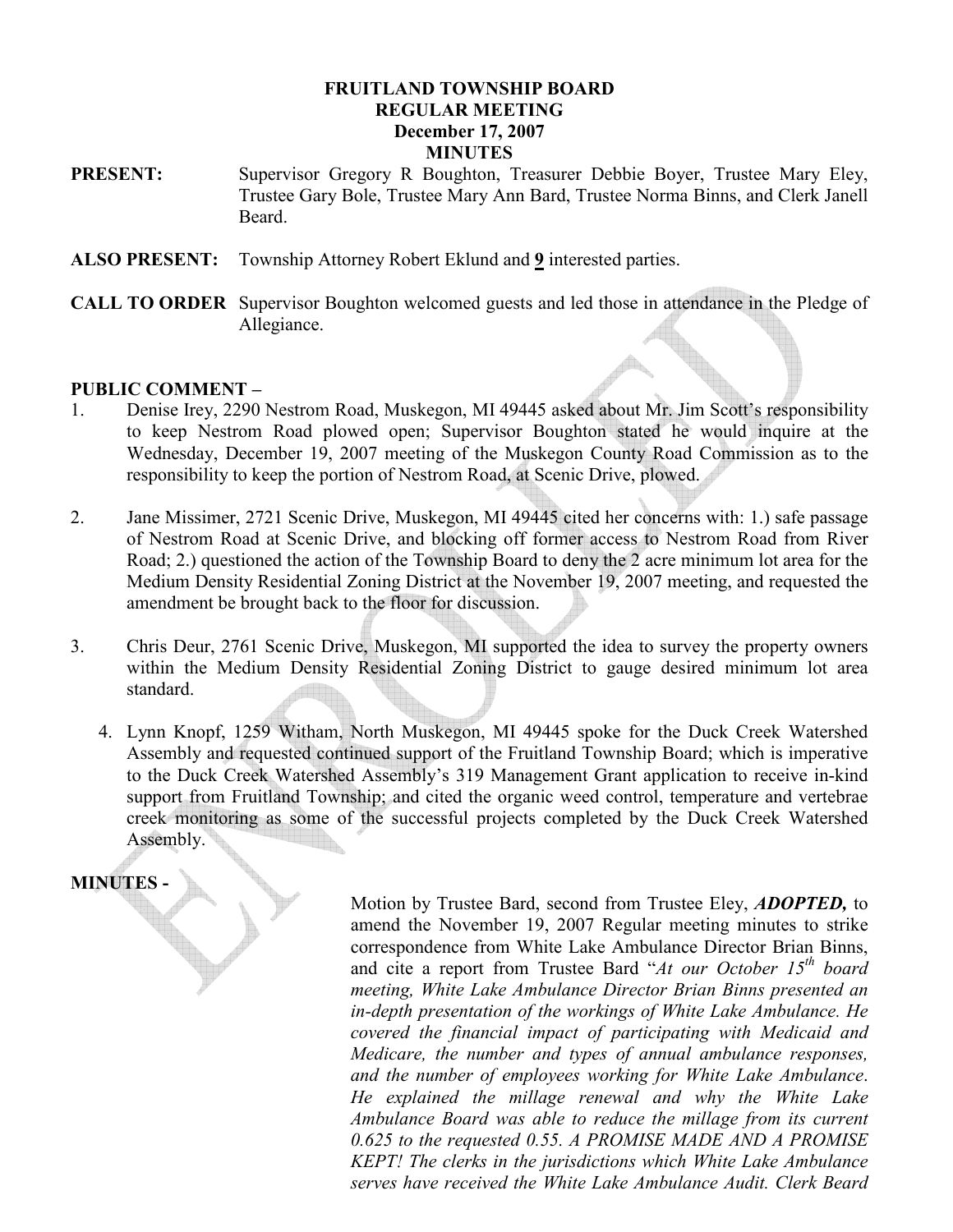# FRUITLAND TOWNSHIP BOARD
## REGULAR MEETING
## December 17, 2007
## MINUTES

**PRESENT:** Supervisor Gregory R Boughton, Treasurer Debbie Boyer, Trustee Mary Eley, Trustee Gary Bole, Trustee Mary Ann Bard, Trustee Norma Binns, and Clerk Janell Beard.

**ALSO PRESENT:** Township Attorney Robert Eklund and **9** interested parties.

**CALL TO ORDER** Supervisor Boughton welcomed guests and led those in attendance in the Pledge of Allegiance.

**PUBLIC COMMENT –**

1. Denise Irey, 2290 Nestrom Road, Muskegon, MI 49445 asked about Mr. Jim Scott's responsibility to keep Nestrom Road plowed open; Supervisor Boughton stated he would inquire at the Wednesday, December 19, 2007 meeting of the Muskegon County Road Commission as to the responsibility to keep the portion of Nestrom Road, at Scenic Drive, plowed.

2. Jane Missimer, 2721 Scenic Drive, Muskegon, MI 49445 cited her concerns with: 1.) safe passage of Nestrom Road at Scenic Drive, and blocking off former access to Nestrom Road from River Road; 2.) questioned the action of the Township Board to deny the 2 acre minimum lot area for the Medium Density Residential Zoning District at the November 19, 2007 meeting, and requested the amendment be brought back to the floor for discussion.

3. Chris Deur, 2761 Scenic Drive, Muskegon, MI supported the idea to survey the property owners within the Medium Density Residential Zoning District to gauge desired minimum lot area standard.

4. Lynn Knopf, 1259 Witham, North Muskegon, MI 49445 spoke for the Duck Creek Watershed Assembly and requested continued support of the Fruitland Township Board; which is imperative to the Duck Creek Watershed Assembly's 319 Management Grant application to receive in-kind support from Fruitland Township; and cited the organic weed control, temperature and vertebrae creek monitoring as some of the successful projects completed by the Duck Creek Watershed Assembly.

**MINUTES -**

Motion by Trustee Bard, second from Trustee Eley, ***ADOPTED,*** to amend the November 19, 2007 Regular meeting minutes to strike correspondence from White Lake Ambulance Director Brian Binns, and cite a report from Trustee Bard "*At our October 15th board meeting, White Lake Ambulance Director Brian Binns presented an in-depth presentation of the workings of White Lake Ambulance. He covered the financial impact of participating with Medicaid and Medicare, the number and types of annual ambulance responses, and the number of employees working for White Lake Ambulance. He explained the millage renewal and why the White Lake Ambulance Board was able to reduce the millage from its current 0.625 to the requested 0.55. A PROMISE MADE AND A PROMISE KEPT! The clerks in the jurisdictions which White Lake Ambulance serves have received the White Lake Ambulance Audit. Clerk Beard*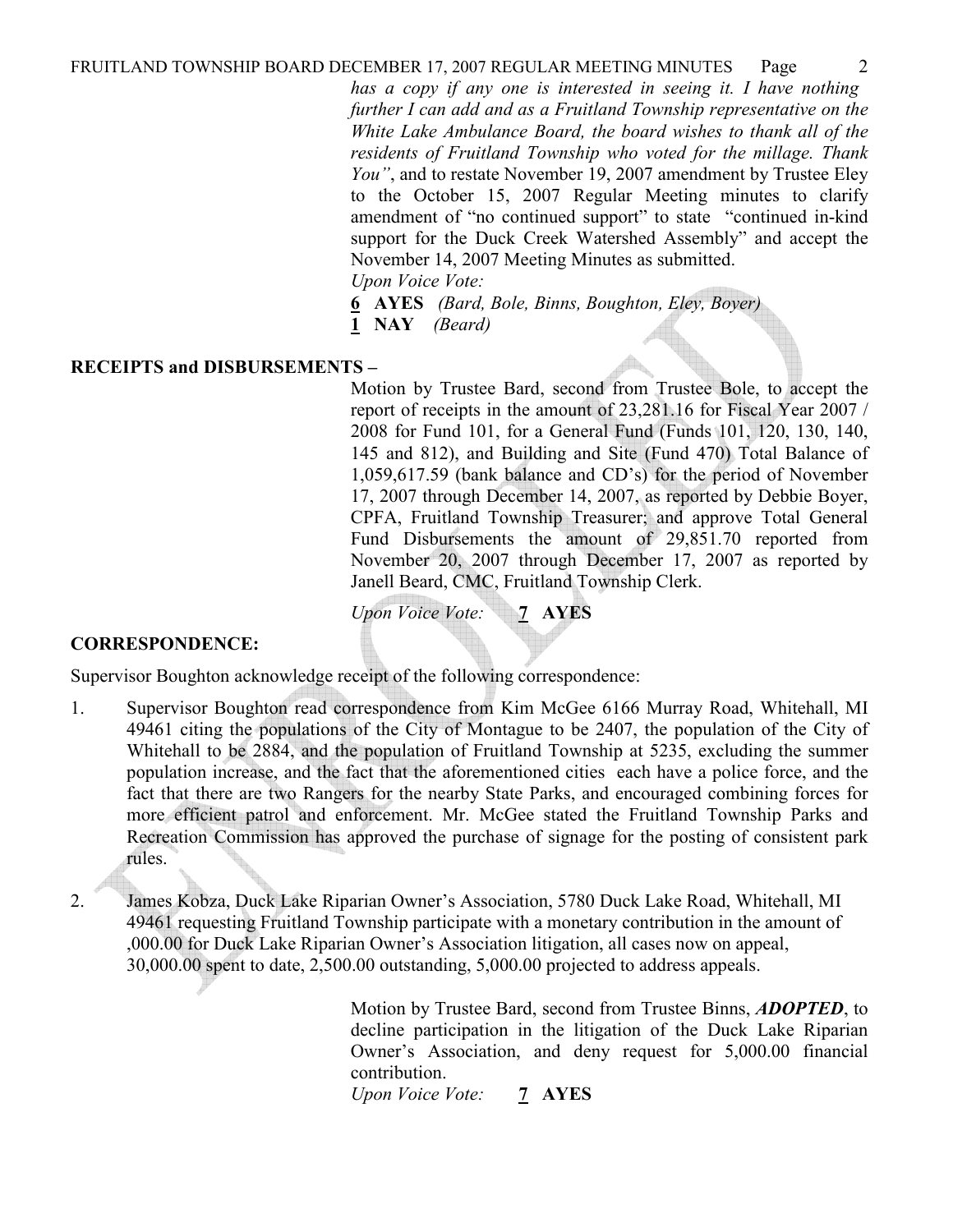*has a copy if any one is interested in seeing it. I have nothing further I can add and as a Fruitland Township representative on the White Lake Ambulance Board, the board wishes to thank all of the residents of Fruitland Township who voted for the millage. Thank You"*, and to restate November 19, 2007 amendment by Trustee Eley to the October 15, 2007 Regular Meeting minutes to clarify amendment of "no continued support" to state "continued in-kind support for the Duck Creek Watershed Assembly" and accept the November 14, 2007 Meeting Minutes as submitted.

*Upon Voice Vote:*

**6 AYES** *(Bard, Bole, Binns, Boughton, Eley, Boyer)*

**1 NAY** *(Beard)*

**RECEIPTS and DISBURSEMENTS –**

Motion by Trustee Bard, second from Trustee Bole, to accept the report of receipts in the amount of 23,281.16 for Fiscal Year 2007 / 2008 for Fund 101, for a General Fund (Funds 101, 120, 130, 140, 145 and 812), and Building and Site (Fund 470) Total Balance of 1,059,617.59 (bank balance and CD's) for the period of November 17, 2007 through December 14, 2007, as reported by Debbie Boyer, CPFA, Fruitland Township Treasurer; and approve Total General Fund Disbursements the amount of 29,851.70 reported from November 20, 2007 through December 17, 2007 as reported by Janell Beard, CMC, Fruitland Township Clerk.

*Upon Voice Vote:* **7 AYES**

**CORRESPONDENCE:**

Supervisor Boughton acknowledge receipt of the following correspondence:

1. Supervisor Boughton read correspondence from Kim McGee 6166 Murray Road, Whitehall, MI 49461 citing the populations of the City of Montague to be 2407, the population of the City of Whitehall to be 2884, and the population of Fruitland Township at 5235, excluding the summer population increase, and the fact that the aforementioned cities each have a police force, and the fact that there are two Rangers for the nearby State Parks, and encouraged combining forces for more efficient patrol and enforcement. Mr. McGee stated the Fruitland Township Parks and Recreation Commission has approved the purchase of signage for the posting of consistent park rules.

2. James Kobza, Duck Lake Riparian Owner's Association, 5780 Duck Lake Road, Whitehall, MI 49461 requesting Fruitland Township participate with a monetary contribution in the amount of ,000.00 for Duck Lake Riparian Owner's Association litigation, all cases now on appeal, 30,000.00 spent to date, 2,500.00 outstanding, 5,000.00 projected to address appeals.

Motion by Trustee Bard, second from Trustee Binns, ***ADOPTED***, to decline participation in the litigation of the Duck Lake Riparian Owner's Association, and deny request for 5,000.00 financial contribution.

*Upon Voice Vote:* **7 AYES**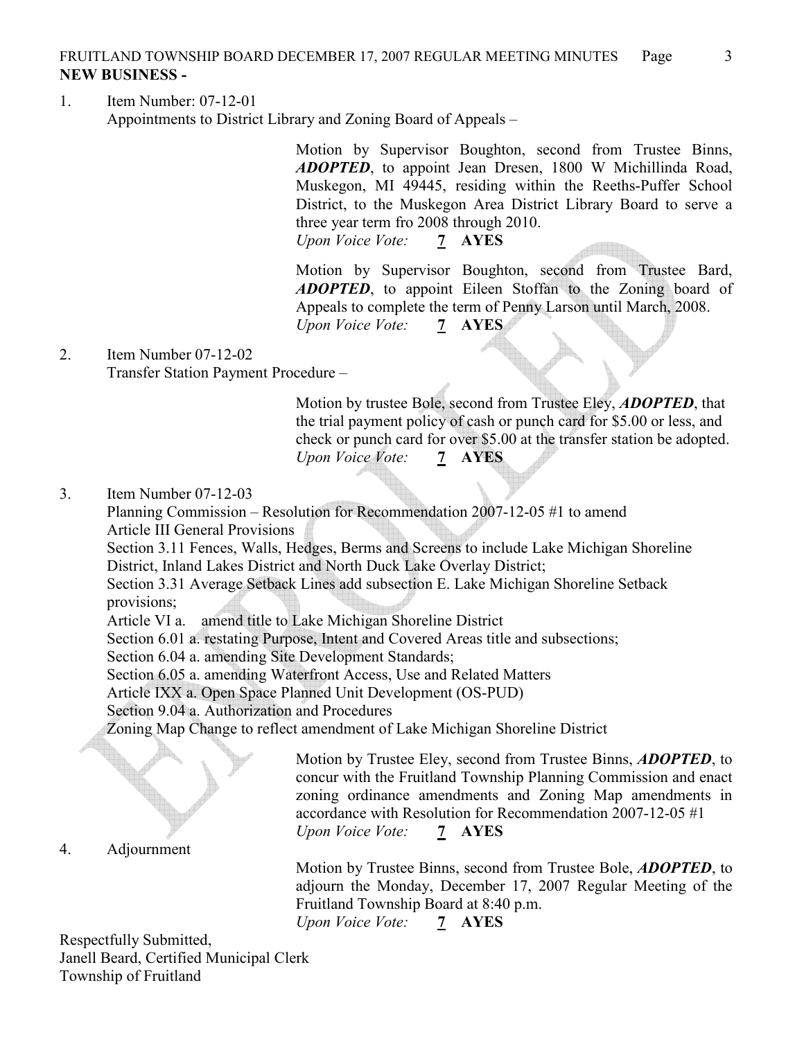**NEW BUSINESS -**

1. Item Number: 07-12-01
   Appointments to District Library and Zoning Board of Appeals –

   Motion by Supervisor Boughton, second from Trustee Binns, ***ADOPTED***, to appoint Jean Dresen, 1800 W Michillinda Road, Muskegon, MI 49445, residing within the Reeths-Puffer School District, to the Muskegon Area District Library Board to serve a three year term fro 2008 through 2010.
   *Upon Voice Vote:* **7 AYES**

   Motion by Supervisor Boughton, second from Trustee Bard, ***ADOPTED***, to appoint Eileen Stoffan to the Zoning board of Appeals to complete the term of Penny Larson until March, 2008.
   *Upon Voice Vote:* **7 AYES**

2. Item Number 07-12-02
   Transfer Station Payment Procedure –

   Motion by trustee Bole, second from Trustee Eley, ***ADOPTED***, that the trial payment policy of cash or punch card for $5.00 or less, and check or punch card for over $5.00 at the transfer station be adopted.
   *Upon Voice Vote:* **7 AYES**

3. Item Number 07-12-03
   Planning Commission – Resolution for Recommendation 2007-12-05 #1 to amend
   Article III General Provisions
   Section 3.11 Fences, Walls, Hedges, Berms and Screens to include Lake Michigan Shoreline District, Inland Lakes District and North Duck Lake Overlay District;
   Section 3.31 Average Setback Lines add subsection E. Lake Michigan Shoreline Setback provisions;
   Article VI a. amend title to Lake Michigan Shoreline District
   Section 6.01 a. restating Purpose, Intent and Covered Areas title and subsections;
   Section 6.04 a. amending Site Development Standards;
   Section 6.05 a. amending Waterfront Access, Use and Related Matters
   Article IXX a. Open Space Planned Unit Development (OS-PUD)
   Section 9.04 a. Authorization and Procedures
   Zoning Map Change to reflect amendment of Lake Michigan Shoreline District

   Motion by Trustee Eley, second from Trustee Binns, ***ADOPTED***, to concur with the Fruitland Township Planning Commission and enact zoning ordinance amendments and Zoning Map amendments in accordance with Resolution for Recommendation 2007-12-05 #1
   *Upon Voice Vote:* **7 AYES**

4. Adjournment

   Motion by Trustee Binns, second from Trustee Bole, ***ADOPTED***, to adjourn the Monday, December 17, 2007 Regular Meeting of the Fruitland Township Board at 8:40 p.m.
   *Upon Voice Vote:* **7 AYES**

Respectfully Submitted,
Janell Beard, Certified Municipal Clerk
Township of Fruitland

ENROLLED